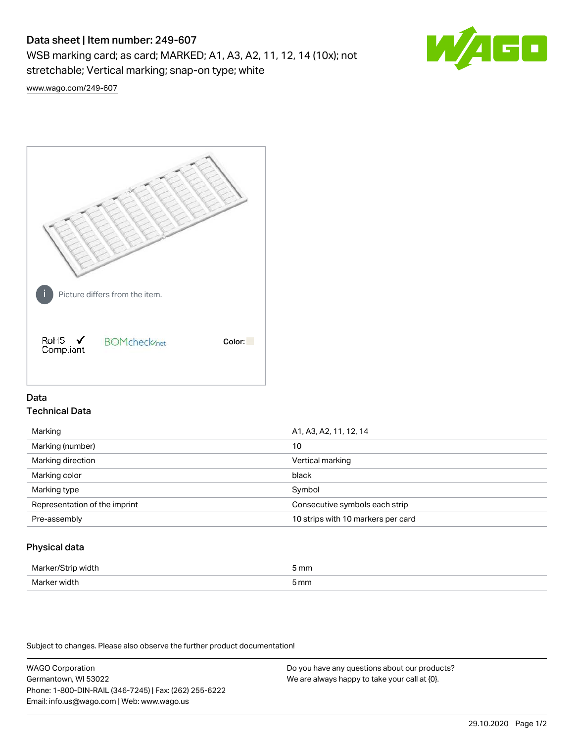# Data sheet | Item number: 249-607

WSB marking card; as card; MARKED; A1, A3, A2, 11, 12, 14 (10x); not stretchable; Vertical marking; snap-on type; white

www.wago.com/249-607

Picture differs from the item.

RoHS ✓ Compliant

BOMcheck.net

Color:

## Data

### Technical Data

| | |
|---|---|
| Marking | A1, A3, A2, 11, 12, 14 |
| Marking (number) | 10 |
| Marking direction | Vertical marking |
| Marking color | black |
| Marking type | Symbol |
| Representation of the imprint | Consecutive symbols each strip |
| Pre-assembly | 10 strips with 10 markers per card |

### Physical data

| | |
|---|---|
| Marker/Strip width | 5 mm |
| Marker width | 5 mm |

Subject to changes. Please also observe the further product documentation!

WAGO Corporation
Germantown, WI 53022
Phone: 1-800-DIN-RAIL (346-7245) | Fax: (262) 255-6222
Email: info.us@wago.com | Web: www.wago.us

Do you have any questions about our products?
We are always happy to take your call at {0}.

29.10.2020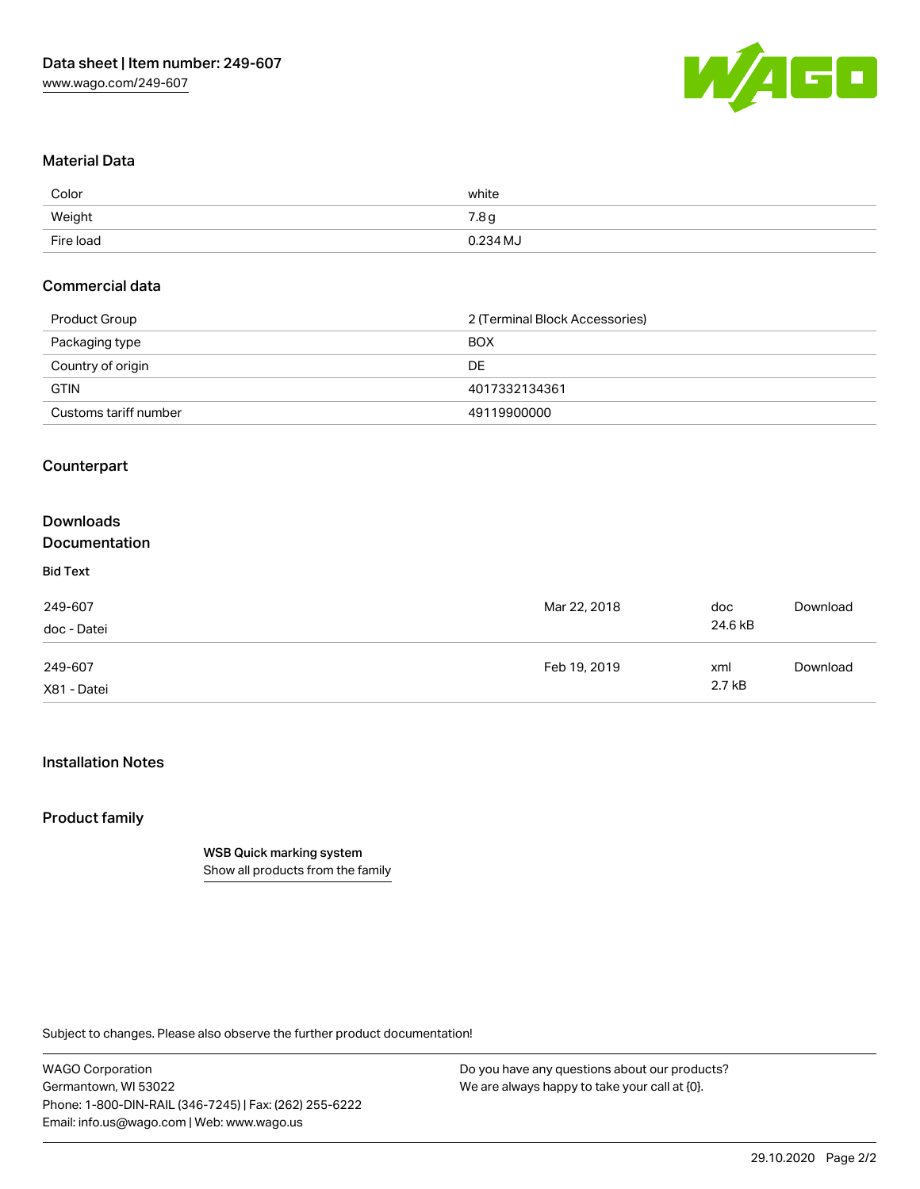## Material Data

| | |
|---|---|
| Color | white |
| Weight | 7.8 g |
| Fire load | 0.234 MJ |

## Commercial data

| | |
|---|---|
| Product Group | 2 (Terminal Block Accessories) |
| Packaging type | BOX |
| Country of origin | DE |
| GTIN | 4017332134361 |
| Customs tariff number | 49119900000 |

## Counterpart

## Downloads
## Documentation

**Bid Text**

| | | | |
|---|---|---|---|
| 249-607<br>doc - Datei | Mar 22, 2018 | doc<br>24.6 kB | Download |
| 249-607<br>X81 - Datei | Feb 19, 2019 | xml<br>2.7 kB | Download |

## Installation Notes

## Product family

**WSB Quick marking system**
Show all products from the family

Subject to changes. Please also observe the further product documentation!

WAGO Corporation
Germantown, WI 53022
Phone: 1-800-DIN-RAIL (346-7245) | Fax: (262) 255-6222
Email: info.us@wago.com | Web: www.wago.us

Do you have any questions about our products?
We are always happy to take your call at {0}.